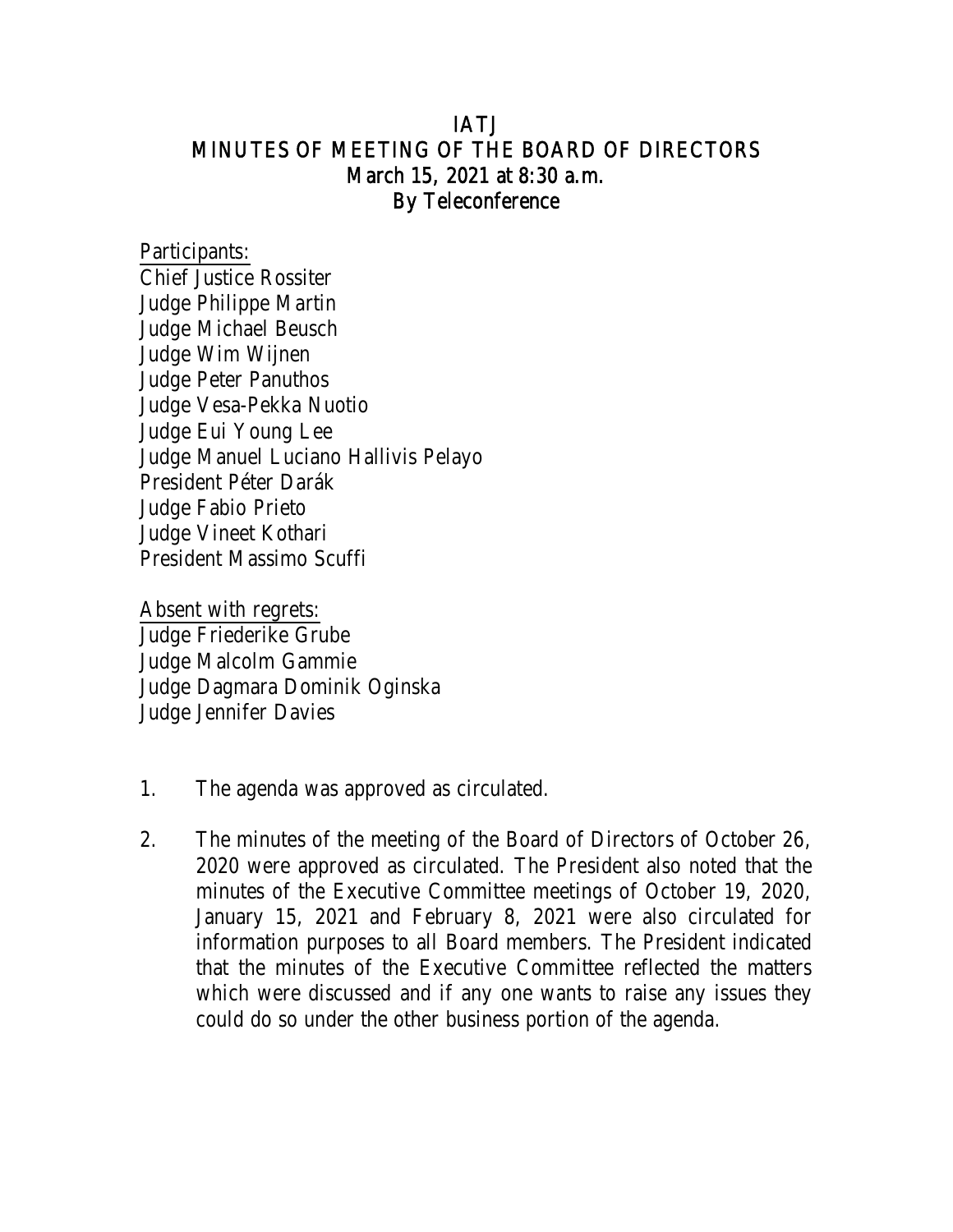# IATJ
## MINUTES OF MEETING OF THE BOARD OF DIRECTORS
### March 15, 2021 at 8:30 a.m.
### By Teleconference

Participants:
Chief Justice Rossiter
Judge Philippe Martin
Judge Michael Beusch
Judge Wim Wijnen
Judge Peter Panuthos
Judge Vesa-Pekka Nuotio
Judge Eui Young Lee
Judge Manuel Luciano Hallivis Pelayo
President Péter Darák
Judge Fabio Prieto
Judge Vineet Kothari
President Massimo Scuffi

Absent with regrets:
Judge Friederike Grube
Judge Malcolm Gammie
Judge Dagmara Dominik Oginska
Judge Jennifer Davies

1. The agenda was approved as circulated.

2. The minutes of the meeting of the Board of Directors of October 26, 2020 were approved as circulated. The President also noted that the minutes of the Executive Committee meetings of October 19, 2020, January 15, 2021 and February 8, 2021 were also circulated for information purposes to all Board members. The President indicated that the minutes of the Executive Committee reflected the matters which were discussed and if any one wants to raise any issues they could do so under the other business portion of the agenda.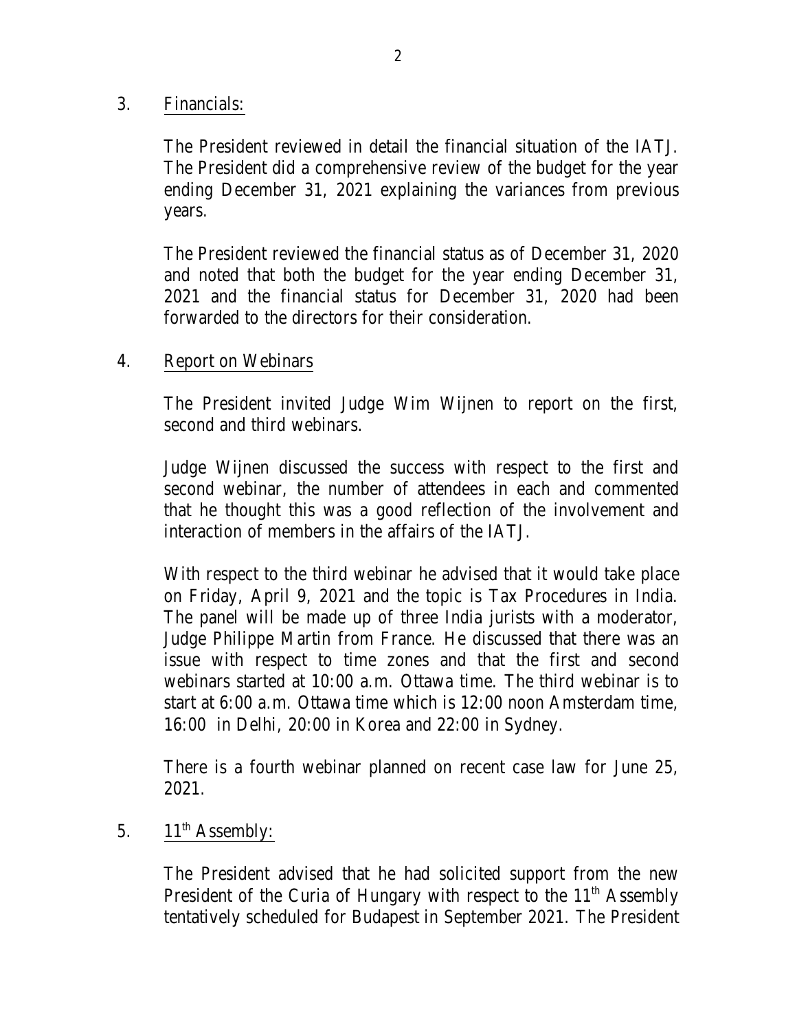3. Financials:

The President reviewed in detail the financial situation of the IATJ. The President did a comprehensive review of the budget for the year ending December 31, 2021 explaining the variances from previous years.

The President reviewed the financial status as of December 31, 2020 and noted that both the budget for the year ending December 31, 2021 and the financial status for December 31, 2020 had been forwarded to the directors for their consideration.

4. Report on Webinars

The President invited Judge Wim Wijnen to report on the first, second and third webinars.

Judge Wijnen discussed the success with respect to the first and second webinar, the number of attendees in each and commented that he thought this was a good reflection of the involvement and interaction of members in the affairs of the IATJ.

With respect to the third webinar he advised that it would take place on Friday, April 9, 2021 and the topic is Tax Procedures in India. The panel will be made up of three India jurists with a moderator, Judge Philippe Martin from France. He discussed that there was an issue with respect to time zones and that the first and second webinars started at 10:00 a.m. Ottawa time. The third webinar is to start at 6:00 a.m. Ottawa time which is 12:00 noon Amsterdam time, 16:00 in Delhi, 20:00 in Korea and 22:00 in Sydney.

There is a fourth webinar planned on recent case law for June 25, 2021.

5. 11th Assembly:

The President advised that he had solicited support from the new President of the Curia of Hungary with respect to the 11th Assembly tentatively scheduled for Budapest in September 2021. The President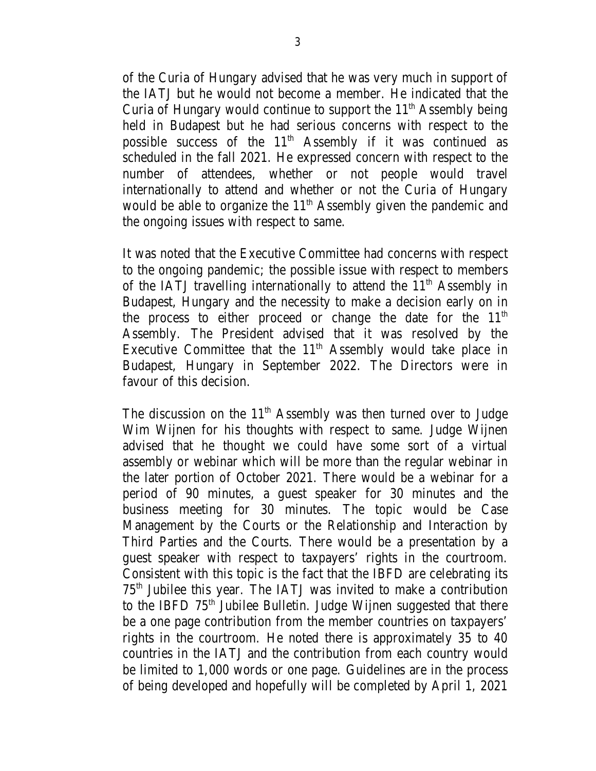of the Curia of Hungary advised that he was very much in support of the IATJ but he would not become a member. He indicated that the Curia of Hungary would continue to support the 11th Assembly being held in Budapest but he had serious concerns with respect to the possible success of the 11th Assembly if it was continued as scheduled in the fall 2021. He expressed concern with respect to the number of attendees, whether or not people would travel internationally to attend and whether or not the Curia of Hungary would be able to organize the 11th Assembly given the pandemic and the ongoing issues with respect to same.

It was noted that the Executive Committee had concerns with respect to the ongoing pandemic; the possible issue with respect to members of the IATJ travelling internationally to attend the 11th Assembly in Budapest, Hungary and the necessity to make a decision early on in the process to either proceed or change the date for the 11th Assembly. The President advised that it was resolved by the Executive Committee that the 11th Assembly would take place in Budapest, Hungary in September 2022. The Directors were in favour of this decision.

The discussion on the 11th Assembly was then turned over to Judge Wim Wijnen for his thoughts with respect to same. Judge Wijnen advised that he thought we could have some sort of a virtual assembly or webinar which will be more than the regular webinar in the later portion of October 2021. There would be a webinar for a period of 90 minutes, a guest speaker for 30 minutes and the business meeting for 30 minutes. The topic would be Case Management by the Courts or the Relationship and Interaction by Third Parties and the Courts. There would be a presentation by a guest speaker with respect to taxpayers' rights in the courtroom. Consistent with this topic is the fact that the IBFD are celebrating its 75th Jubilee this year. The IATJ was invited to make a contribution to the IBFD 75th Jubilee Bulletin. Judge Wijnen suggested that there be a one page contribution from the member countries on taxpayers' rights in the courtroom. He noted there is approximately 35 to 40 countries in the IATJ and the contribution from each country would be limited to 1,000 words or one page. Guidelines are in the process of being developed and hopefully will be completed by April 1, 2021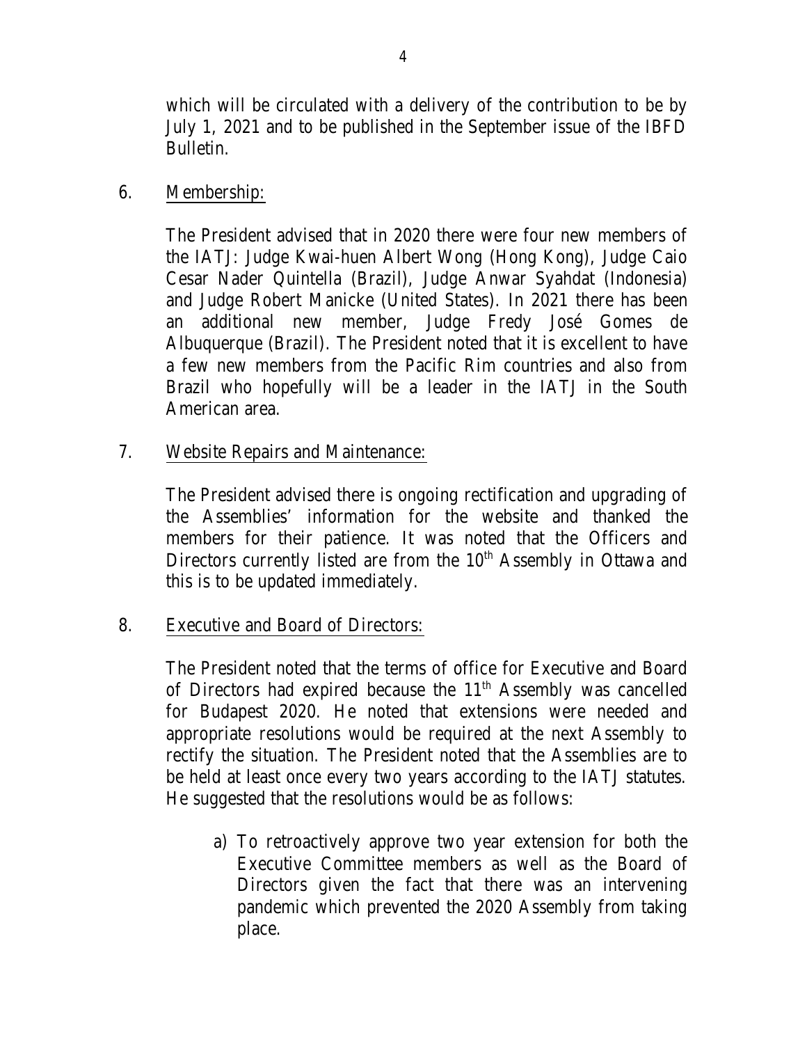which will be circulated with a delivery of the contribution to be by July 1, 2021 and to be published in the September issue of the IBFD Bulletin.

6. <u>Membership:</u>

   The President advised that in 2020 there were four new members of the IATJ: Judge Kwai-huen Albert Wong (Hong Kong), Judge Caio Cesar Nader Quintella (Brazil), Judge Anwar Syahdat (Indonesia) and Judge Robert Manicke (United States). In 2021 there has been an additional new member, Judge Fredy José Gomes de Albuquerque (Brazil). The President noted that it is excellent to have a few new members from the Pacific Rim countries and also from Brazil who hopefully will be a leader in the IATJ in the South American area.

7. <u>Website Repairs and Maintenance:</u>

   The President advised there is ongoing rectification and upgrading of the Assemblies' information for the website and thanked the members for their patience. It was noted that the Officers and Directors currently listed are from the 10th Assembly in Ottawa and this is to be updated immediately.

8. <u>Executive and Board of Directors:</u>

   The President noted that the terms of office for Executive and Board of Directors had expired because the 11th Assembly was cancelled for Budapest 2020. He noted that extensions were needed and appropriate resolutions would be required at the next Assembly to rectify the situation. The President noted that the Assemblies are to be held at least once every two years according to the IATJ statutes. He suggested that the resolutions would be as follows:

   a) To retroactively approve two year extension for both the Executive Committee members as well as the Board of Directors given the fact that there was an intervening pandemic which prevented the 2020 Assembly from taking place.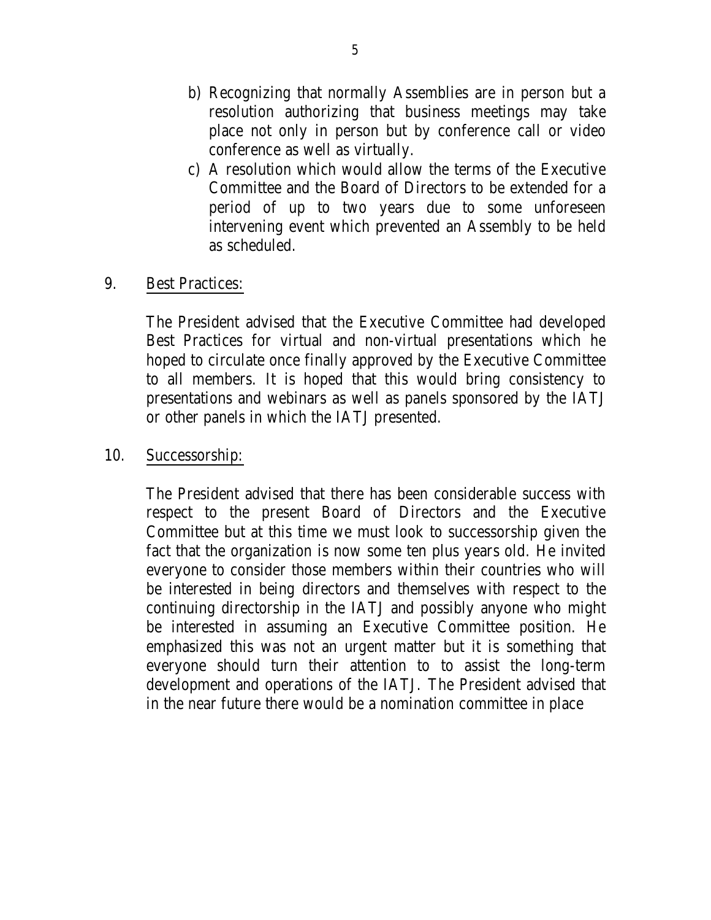b) Recognizing that normally Assemblies are in person but a resolution authorizing that business meetings may take place not only in person but by conference call or video conference as well as virtually.

c) A resolution which would allow the terms of the Executive Committee and the Board of Directors to be extended for a period of up to two years due to some unforeseen intervening event which prevented an Assembly to be held as scheduled.

9. <u>Best Practices:</u>

The President advised that the Executive Committee had developed Best Practices for virtual and non-virtual presentations which he hoped to circulate once finally approved by the Executive Committee to all members. It is hoped that this would bring consistency to presentations and webinars as well as panels sponsored by the IATJ or other panels in which the IATJ presented.

10. <u>Successorship:</u>

The President advised that there has been considerable success with respect to the present Board of Directors and the Executive Committee but at this time we must look to successorship given the fact that the organization is now some ten plus years old. He invited everyone to consider those members within their countries who will be interested in being directors and themselves with respect to the continuing directorship in the IATJ and possibly anyone who might be interested in assuming an Executive Committee position. He emphasized this was not an urgent matter but it is something that everyone should turn their attention to to assist the long-term development and operations of the IATJ. The President advised that in the near future there would be a nomination committee in place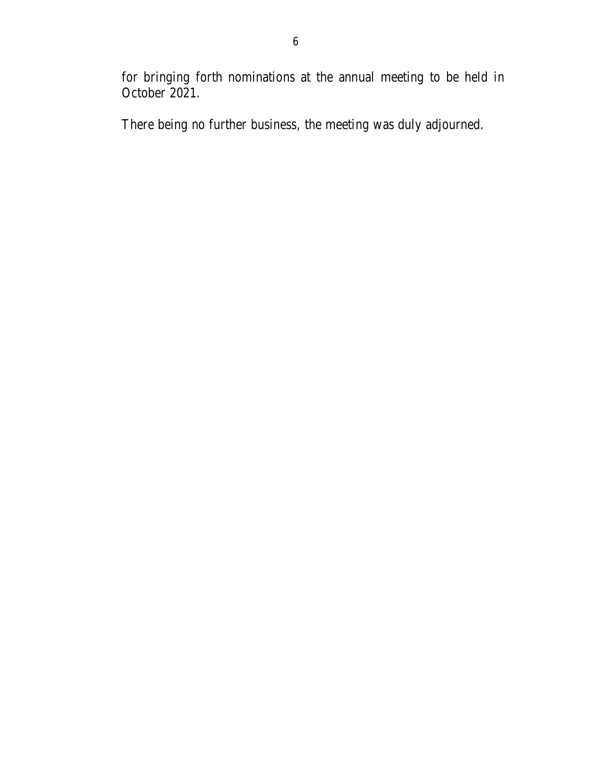for bringing forth nominations at the annual meeting to be held in October 2021.

There being no further business, the meeting was duly adjourned.